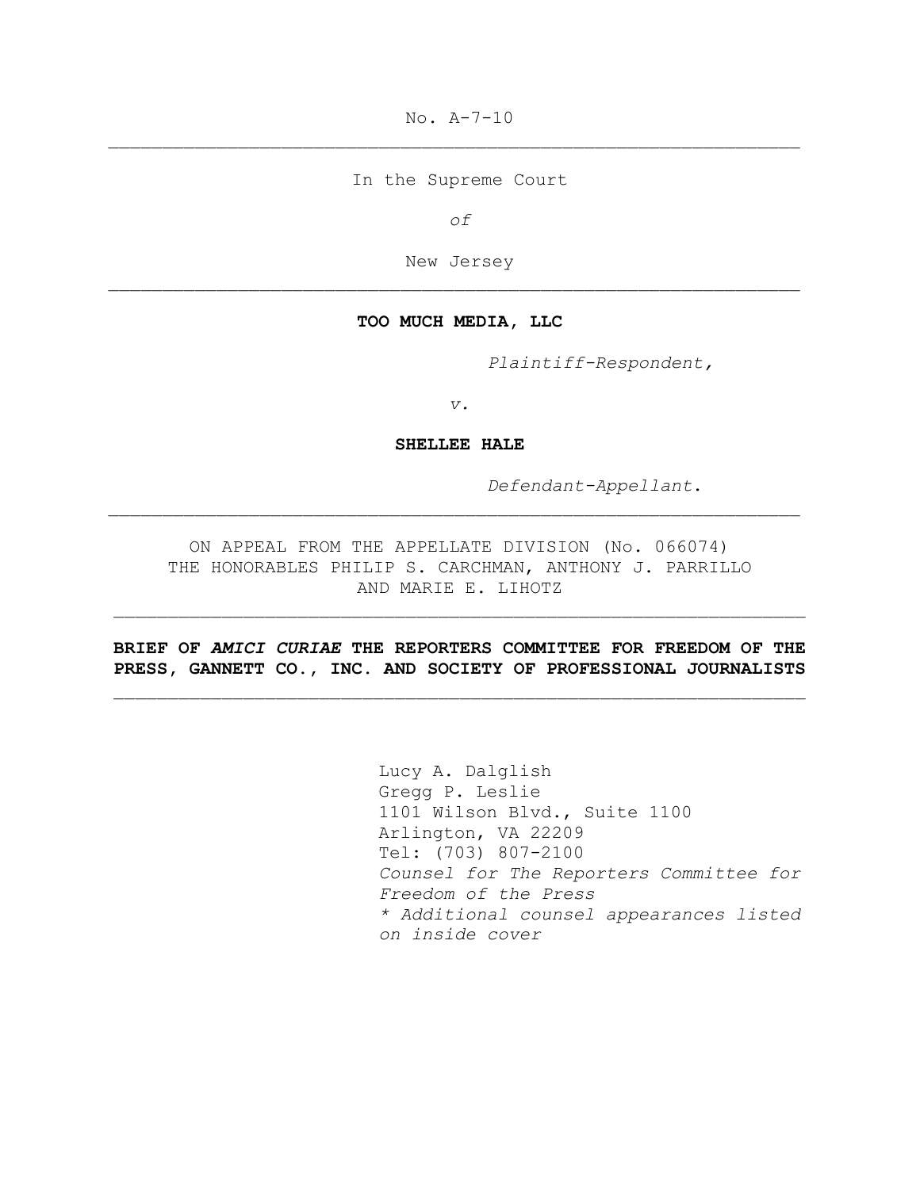No. A-7-10

---

In the Supreme Court

*of*

New Jersey

---

**TOO MUCH MEDIA, LLC**

*Plaintiff-Respondent,*

*v.*

**SHELLEE HALE**

*Defendant-Appellant.*

---

ON APPEAL FROM THE APPELLATE DIVISION (No. 066074)
THE HONORABLES PHILIP S. CARCHMAN, ANTHONY J. PARRILLO
AND MARIE E. LIHOTZ

---

**BRIEF OF *AMICI CURIAE* THE REPORTERS COMMITTEE FOR FREEDOM OF THE PRESS, GANNETT CO., INC. AND SOCIETY OF PROFESSIONAL JOURNALISTS**

---

Lucy A. Dalglish
Gregg P. Leslie
1101 Wilson Blvd., Suite 1100
Arlington, VA 22209
Tel: (703) 807-2100
*Counsel for The Reporters Committee for Freedom of the Press*
*\* Additional counsel appearances listed on inside cover*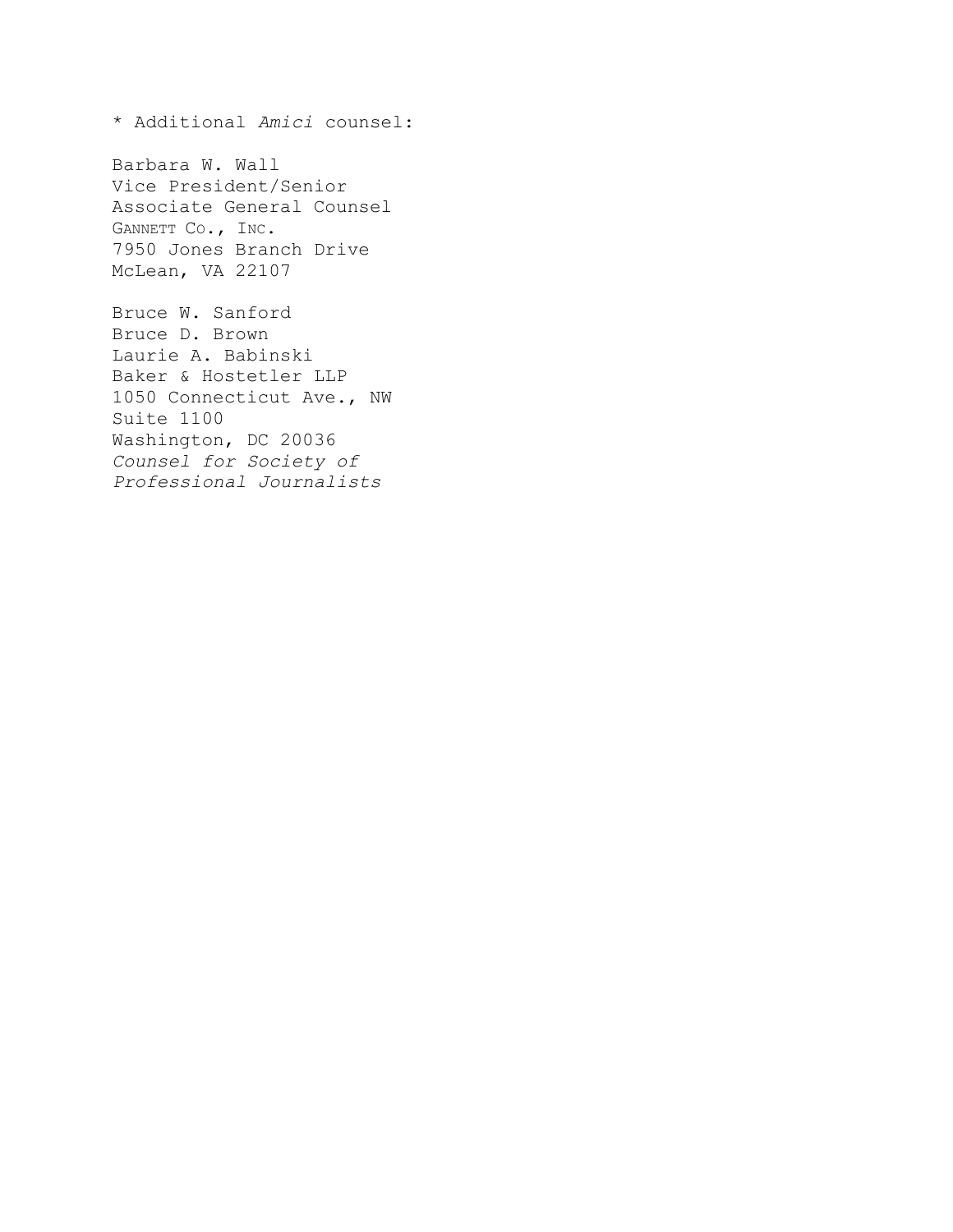\* Additional *Amici* counsel:

Barbara W. Wall
Vice President/Senior
Associate General Counsel
GANNETT CO., INC.
7950 Jones Branch Drive
McLean, VA 22107

Bruce W. Sanford
Bruce D. Brown
Laurie A. Babinski
Baker & Hostetler LLP
1050 Connecticut Ave., NW
Suite 1100
Washington, DC 20036
*Counsel for Society of Professional Journalists*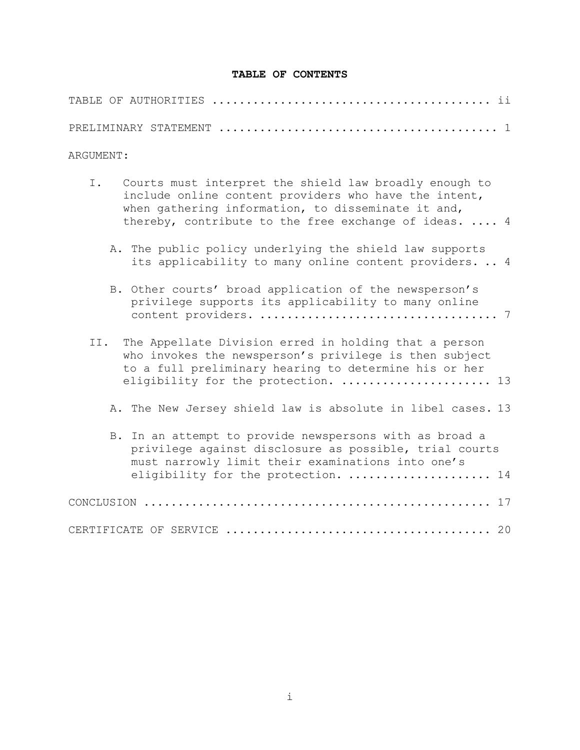**TABLE OF CONTENTS**

TABLE OF AUTHORITIES .......................................... ii

PRELIMINARY STATEMENT .......................................... 1

ARGUMENT:

- I. Courts must interpret the shield law broadly enough to include online content providers who have the intent, when gathering information, to disseminate it and, thereby, contribute to the free exchange of ideas. .... 4
  - A. The public policy underlying the shield law supports its applicability to many online content providers. .. 4
  - B. Other courts' broad application of the newsperson's privilege supports its applicability to many online content providers. .................................. 7
- II. The Appellate Division erred in holding that a person who invokes the newsperson's privilege is then subject to a full preliminary hearing to determine his or her eligibility for the protection. ...................... 13
  - A. The New Jersey shield law is absolute in libel cases. 13
  - B. In an attempt to provide newspersons with as broad a privilege against disclosure as possible, trial courts must narrowly limit their examinations into one's eligibility for the protection. ..................... 14

CONCLUSION .................................................... 17

CERTIFICATE OF SERVICE ........................................ 20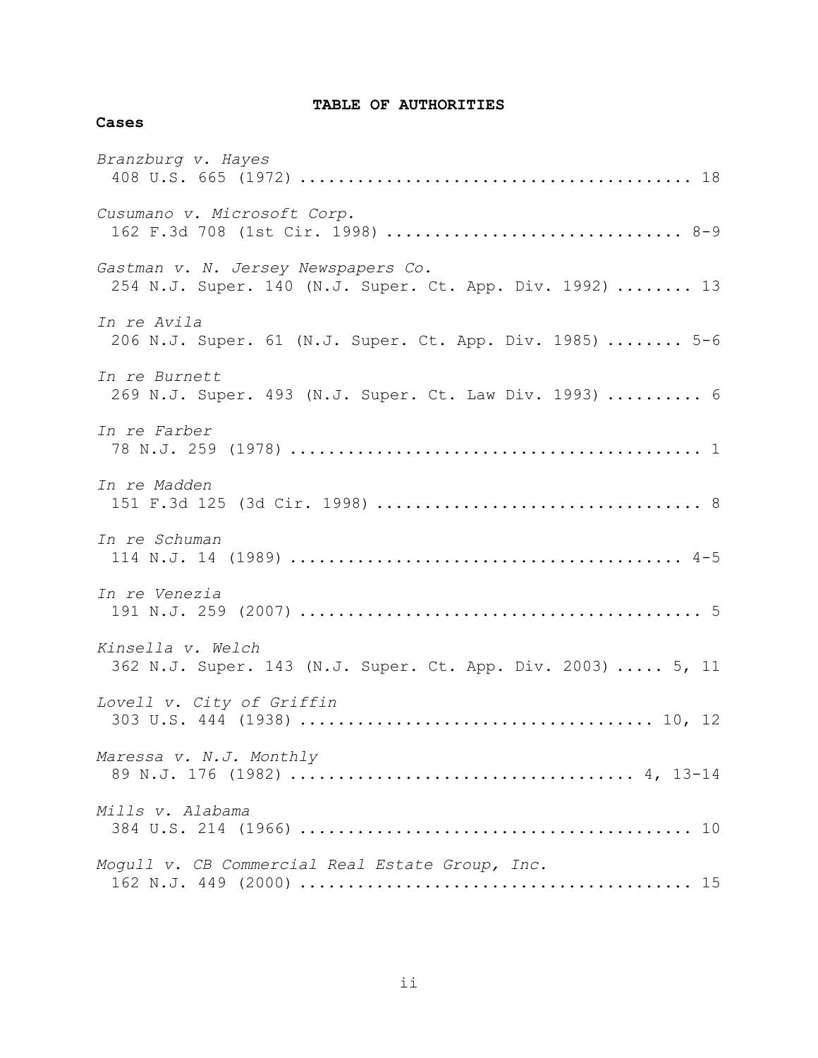## TABLE OF AUTHORITIES

### Cases

*Branzburg v. Hayes*
408 U.S. 665 (1972) ........................................ 18

*Cusumano v. Microsoft Corp.*
162 F.3d 708 (1st Cir. 1998) ............................... 8-9

*Gastman v. N. Jersey Newspapers Co.*
254 N.J. Super. 140 (N.J. Super. Ct. App. Div. 1992) ........ 13

*In re Avila*
206 N.J. Super. 61 (N.J. Super. Ct. App. Div. 1985) ........ 5-6

*In re Burnett*
269 N.J. Super. 493 (N.J. Super. Ct. Law Div. 1993) .......... 6

*In re Farber*
78 N.J. 259 (1978) ........................................... 1

*In re Madden*
151 F.3d 125 (3d Cir. 1998) .................................. 8

*In re Schuman*
114 N.J. 14 (1989) ......................................... 4-5

*In re Venezia*
191 N.J. 259 (2007) .......................................... 5

*Kinsella v. Welch*
362 N.J. Super. 143 (N.J. Super. Ct. App. Div. 2003) ..... 5, 11

*Lovell v. City of Griffin*
303 U.S. 444 (1938) .................................... 10, 12

*Maressa v. N.J. Monthly*
89 N.J. 176 (1982) .................................... 4, 13-14

*Mills v. Alabama*
384 U.S. 214 (1966) ......................................... 10

*Mogull v. CB Commercial Real Estate Group, Inc.*
162 N.J. 449 (2000) ......................................... 15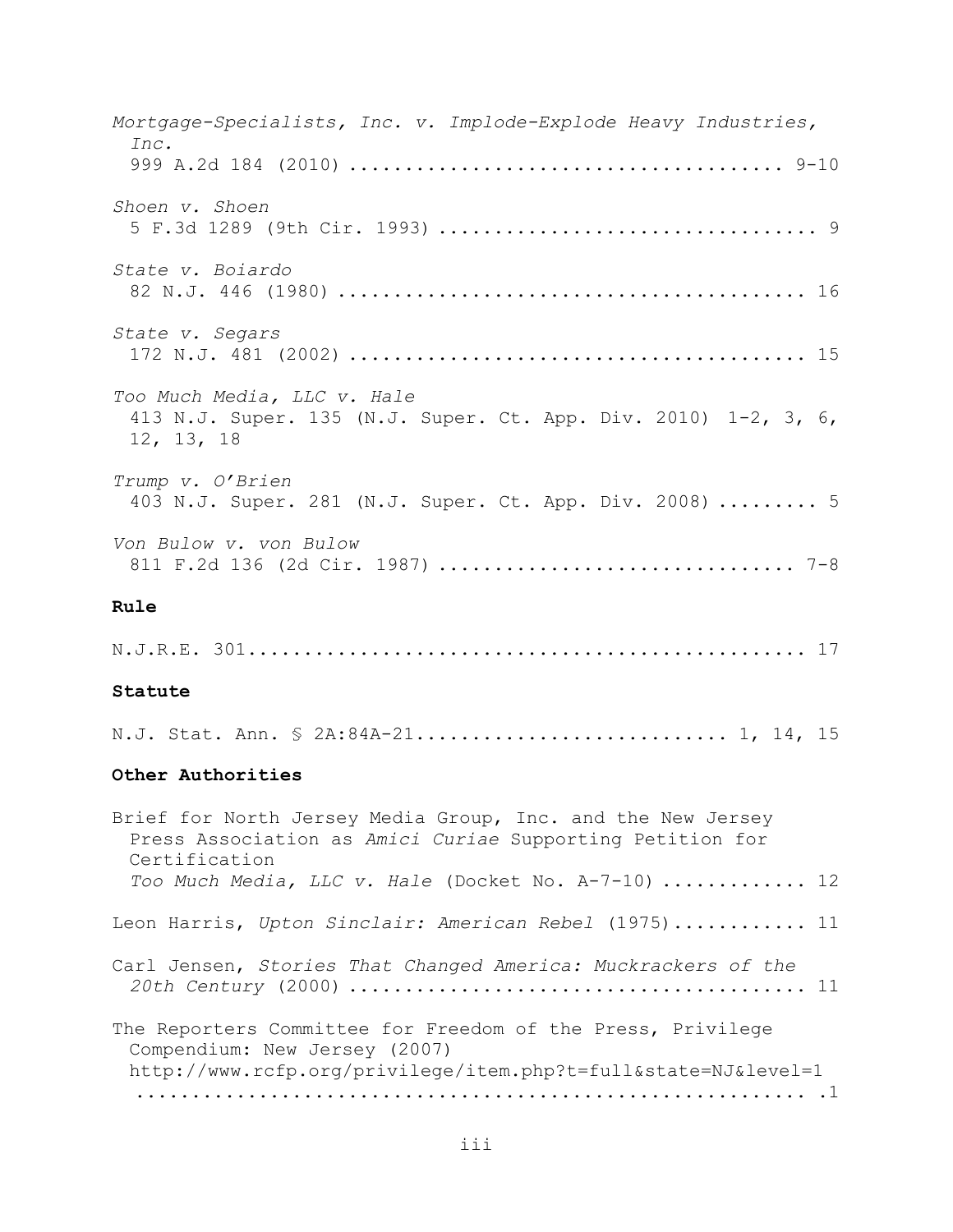*Mortgage-Specialists, Inc. v. Implode-Explode Heavy Industries, Inc.*
999 A.2d 184 (2010) ....................................... 9-10

*Shoen v. Shoen*
5 F.3d 1289 (9th Cir. 1993) .................................. 9

*State v. Boiardo*
82 N.J. 446 (1980) .......................................... 16

*State v. Segars*
172 N.J. 481 (2002) ......................................... 15

*Too Much Media, LLC v. Hale*
413 N.J. Super. 135 (N.J. Super. Ct. App. Div. 2010) 1-2, 3, 6, 12, 13, 18

*Trump v. O'Brien*
403 N.J. Super. 281 (N.J. Super. Ct. App. Div. 2008) ......... 5

*Von Bulow v. von Bulow*
811 F.2d 136 (2d Cir. 1987) ................................ 7-8

**Rule**

N.J.R.E. 301................................................. 17

**Statute**

N.J. Stat. Ann. § 2A:84A-21........................... 1, 14, 15

**Other Authorities**

Brief for North Jersey Media Group, Inc. and the New Jersey Press Association as *Amici Curiae* Supporting Petition for Certification
*Too Much Media, LLC v. Hale* (Docket No. A-7-10) ............. 12

Leon Harris, *Upton Sinclair: American Rebel* (1975)............ 11

Carl Jensen, *Stories That Changed America: Muckrackers of the 20th Century* (2000) ......................................... 11

The Reporters Committee for Freedom of the Press, Privilege Compendium: New Jersey (2007)
http://www.rcfp.org/privilege/item.php?t=full&state=NJ&level=1
........................................................... .1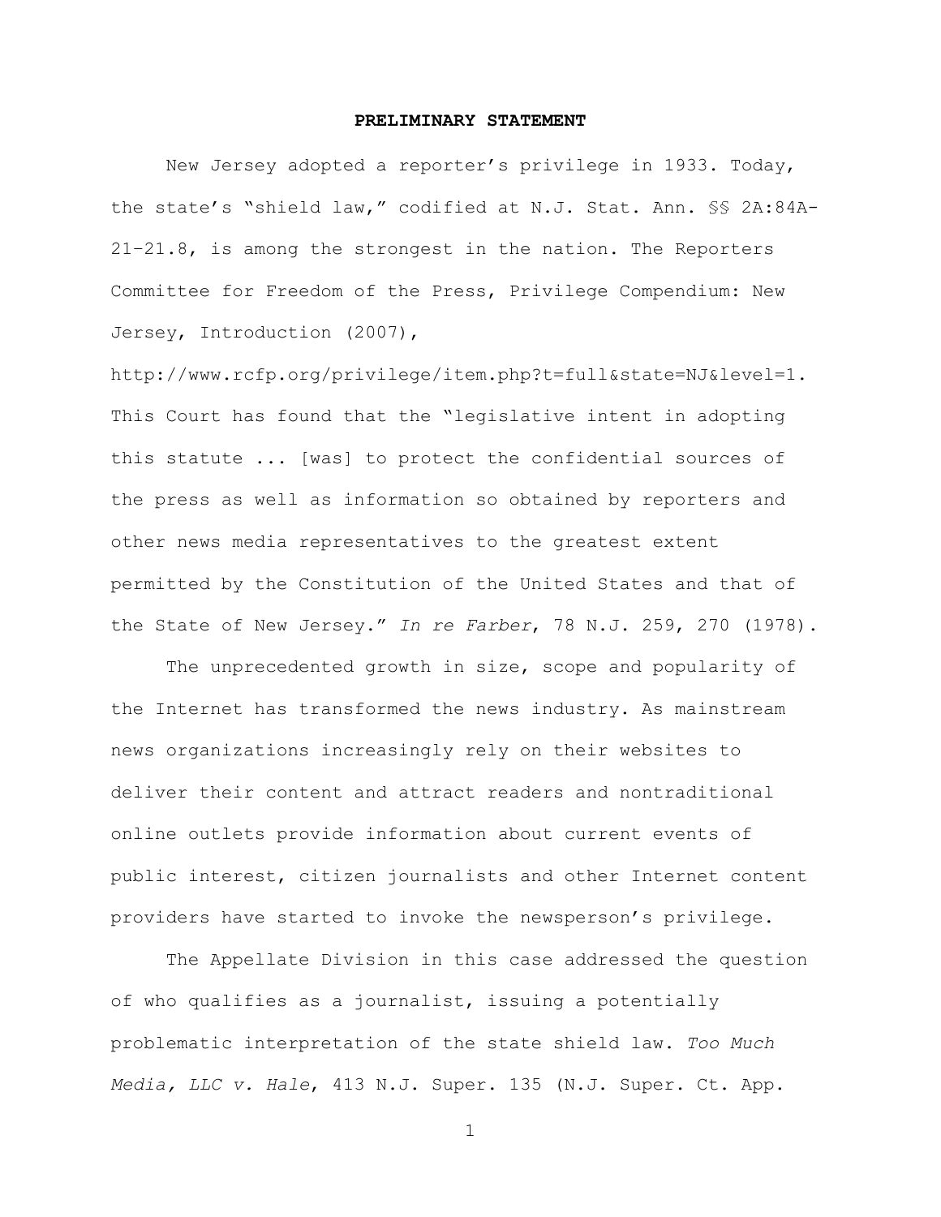## PRELIMINARY STATEMENT

New Jersey adopted a reporter's privilege in 1933. Today, the state's "shield law," codified at N.J. Stat. Ann. §§ 2A:84A-21–21.8, is among the strongest in the nation. The Reporters Committee for Freedom of the Press, Privilege Compendium: New Jersey, Introduction (2007), http://www.rcfp.org/privilege/item.php?t=full&state=NJ&level=1. This Court has found that the "legislative intent in adopting this statute ... [was] to protect the confidential sources of the press as well as information so obtained by reporters and other news media representatives to the greatest extent permitted by the Constitution of the United States and that of the State of New Jersey." *In re Farber*, 78 N.J. 259, 270 (1978).

The unprecedented growth in size, scope and popularity of the Internet has transformed the news industry. As mainstream news organizations increasingly rely on their websites to deliver their content and attract readers and nontraditional online outlets provide information about current events of public interest, citizen journalists and other Internet content providers have started to invoke the newsperson's privilege.

The Appellate Division in this case addressed the question of who qualifies as a journalist, issuing a potentially problematic interpretation of the state shield law. *Too Much Media, LLC v. Hale*, 413 N.J. Super. 135 (N.J. Super. Ct. App.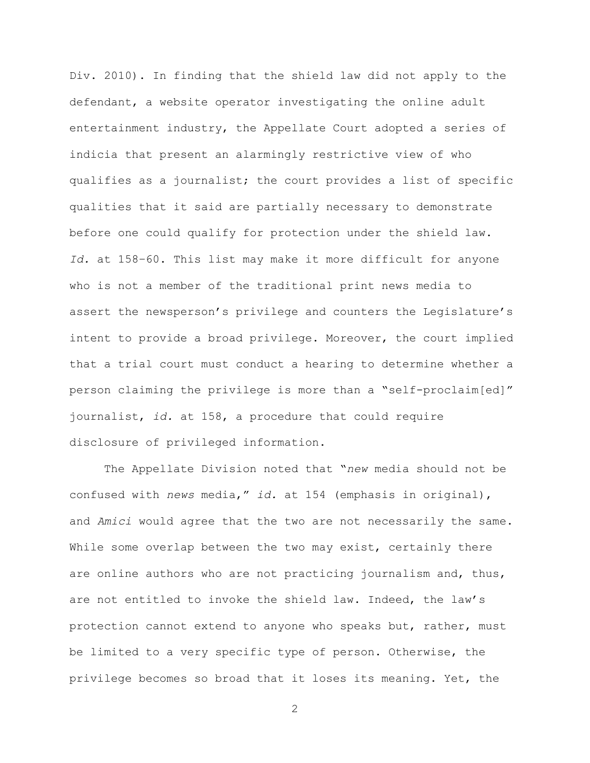Div. 2010). In finding that the shield law did not apply to the defendant, a website operator investigating the online adult entertainment industry, the Appellate Court adopted a series of indicia that present an alarmingly restrictive view of who qualifies as a journalist; the court provides a list of specific qualities that it said are partially necessary to demonstrate before one could qualify for protection under the shield law. *Id.* at 158–60. This list may make it more difficult for anyone who is not a member of the traditional print news media to assert the newsperson's privilege and counters the Legislature's intent to provide a broad privilege. Moreover, the court implied that a trial court must conduct a hearing to determine whether a person claiming the privilege is more than a "self-proclaim[ed]" journalist, *id.* at 158, a procedure that could require disclosure of privileged information.

The Appellate Division noted that "*new* media should not be confused with *news* media," *id.* at 154 (emphasis in original), and *Amici* would agree that the two are not necessarily the same. While some overlap between the two may exist, certainly there are online authors who are not practicing journalism and, thus, are not entitled to invoke the shield law. Indeed, the law's protection cannot extend to anyone who speaks but, rather, must be limited to a very specific type of person. Otherwise, the privilege becomes so broad that it loses its meaning. Yet, the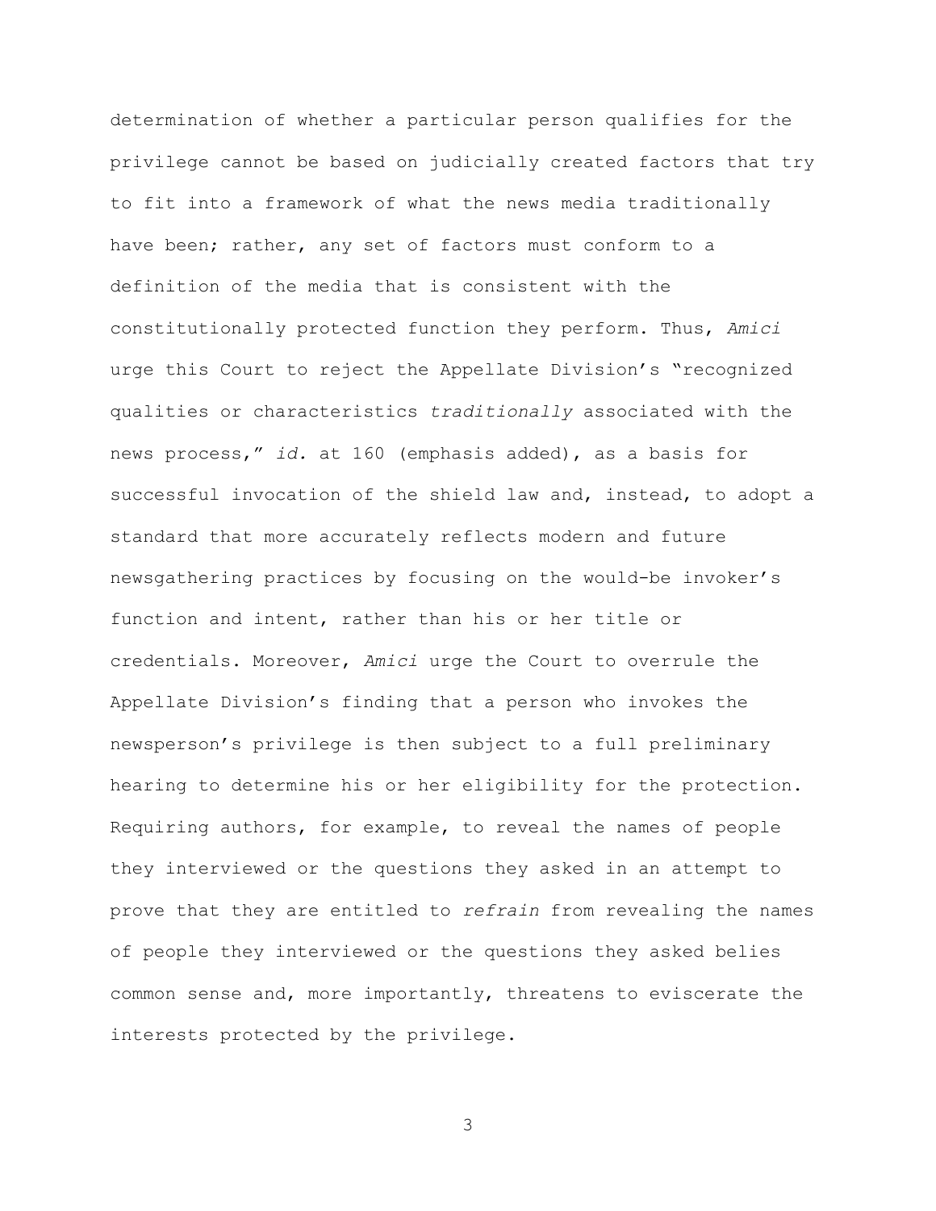determination of whether a particular person qualifies for the privilege cannot be based on judicially created factors that try to fit into a framework of what the news media traditionally have been; rather, any set of factors must conform to a definition of the media that is consistent with the constitutionally protected function they perform. Thus, *Amici* urge this Court to reject the Appellate Division's "recognized qualities or characteristics *traditionally* associated with the news process," *id.* at 160 (emphasis added), as a basis for successful invocation of the shield law and, instead, to adopt a standard that more accurately reflects modern and future newsgathering practices by focusing on the would-be invoker's function and intent, rather than his or her title or credentials. Moreover, *Amici* urge the Court to overrule the Appellate Division's finding that a person who invokes the newsperson's privilege is then subject to a full preliminary hearing to determine his or her eligibility for the protection. Requiring authors, for example, to reveal the names of people they interviewed or the questions they asked in an attempt to prove that they are entitled to *refrain* from revealing the names of people they interviewed or the questions they asked belies common sense and, more importantly, threatens to eviscerate the interests protected by the privilege.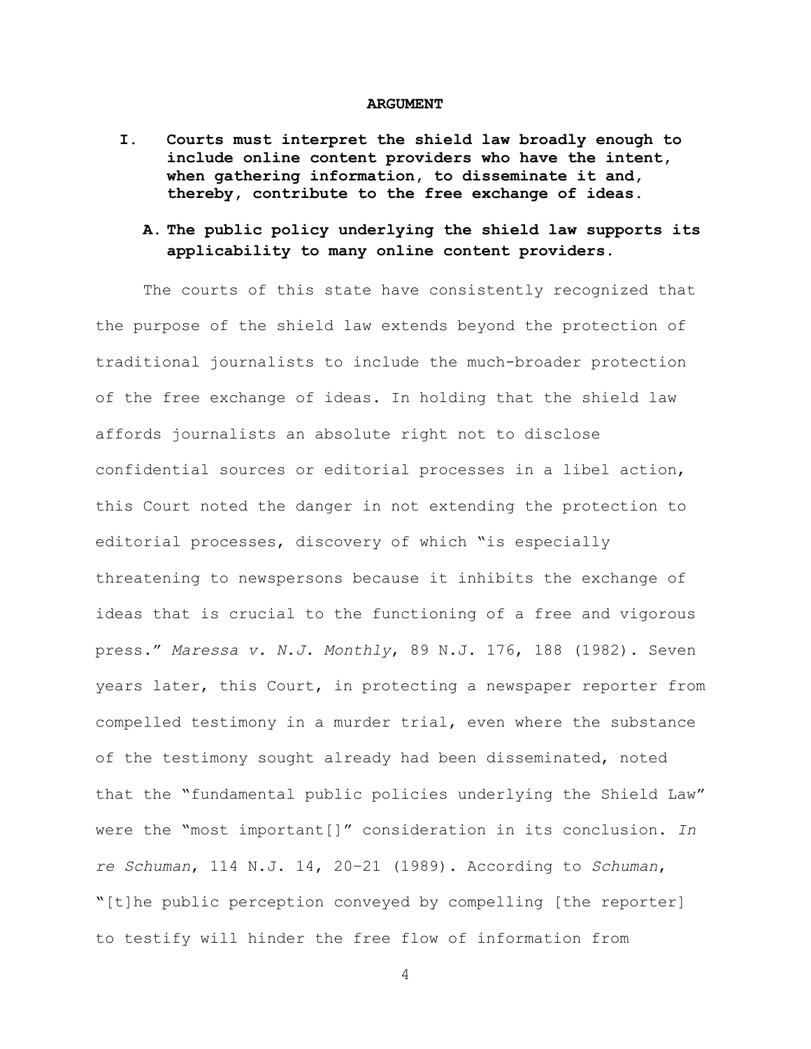## ARGUMENT

### I. Courts must interpret the shield law broadly enough to include online content providers who have the intent, when gathering information, to disseminate it and, thereby, contribute to the free exchange of ideas.

#### A. The public policy underlying the shield law supports its applicability to many online content providers.

The courts of this state have consistently recognized that the purpose of the shield law extends beyond the protection of traditional journalists to include the much-broader protection of the free exchange of ideas. In holding that the shield law affords journalists an absolute right not to disclose confidential sources or editorial processes in a libel action, this Court noted the danger in not extending the protection to editorial processes, discovery of which "is especially threatening to newspersons because it inhibits the exchange of ideas that is crucial to the functioning of a free and vigorous press." *Maressa v. N.J. Monthly*, 89 N.J. 176, 188 (1982). Seven years later, this Court, in protecting a newspaper reporter from compelled testimony in a murder trial, even where the substance of the testimony sought already had been disseminated, noted that the "fundamental public policies underlying the Shield Law" were the "most important[]" consideration in its conclusion. *In re Schuman*, 114 N.J. 14, 20–21 (1989). According to *Schuman*, "[t]he public perception conveyed by compelling [the reporter] to testify will hinder the free flow of information from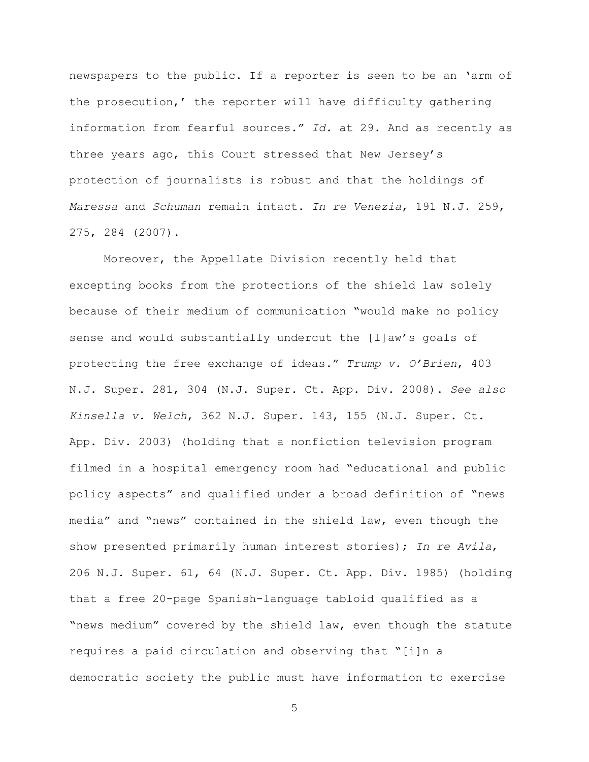newspapers to the public. If a reporter is seen to be an 'arm of the prosecution,' the reporter will have difficulty gathering information from fearful sources." *Id.* at 29. And as recently as three years ago, this Court stressed that New Jersey's protection of journalists is robust and that the holdings of *Maressa* and *Schuman* remain intact. *In re Venezia*, 191 N.J. 259, 275, 284 (2007).

Moreover, the Appellate Division recently held that excepting books from the protections of the shield law solely because of their medium of communication "would make no policy sense and would substantially undercut the [l]aw's goals of protecting the free exchange of ideas." *Trump v. O'Brien*, 403 N.J. Super. 281, 304 (N.J. Super. Ct. App. Div. 2008). *See also Kinsella v. Welch*, 362 N.J. Super. 143, 155 (N.J. Super. Ct. App. Div. 2003) (holding that a nonfiction television program filmed in a hospital emergency room had "educational and public policy aspects" and qualified under a broad definition of "news media" and "news" contained in the shield law, even though the show presented primarily human interest stories); *In re Avila*, 206 N.J. Super. 61, 64 (N.J. Super. Ct. App. Div. 1985) (holding that a free 20-page Spanish-language tabloid qualified as a "news medium" covered by the shield law, even though the statute requires a paid circulation and observing that "[i]n a democratic society the public must have information to exercise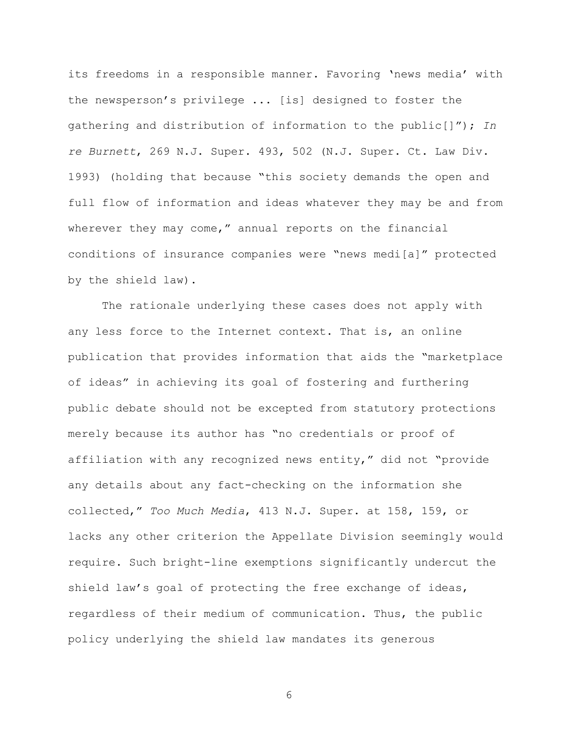its freedoms in a responsible manner. Favoring 'news media' with the newsperson's privilege ... [is] designed to foster the gathering and distribution of information to the public[]"); *In re Burnett*, 269 N.J. Super. 493, 502 (N.J. Super. Ct. Law Div. 1993) (holding that because "this society demands the open and full flow of information and ideas whatever they may be and from wherever they may come," annual reports on the financial conditions of insurance companies were "news medi[a]" protected by the shield law).

The rationale underlying these cases does not apply with any less force to the Internet context. That is, an online publication that provides information that aids the "marketplace of ideas" in achieving its goal of fostering and furthering public debate should not be excepted from statutory protections merely because its author has "no credentials or proof of affiliation with any recognized news entity," did not "provide any details about any fact-checking on the information she collected," *Too Much Media*, 413 N.J. Super. at 158, 159, or lacks any other criterion the Appellate Division seemingly would require. Such bright-line exemptions significantly undercut the shield law's goal of protecting the free exchange of ideas, regardless of their medium of communication. Thus, the public policy underlying the shield law mandates its generous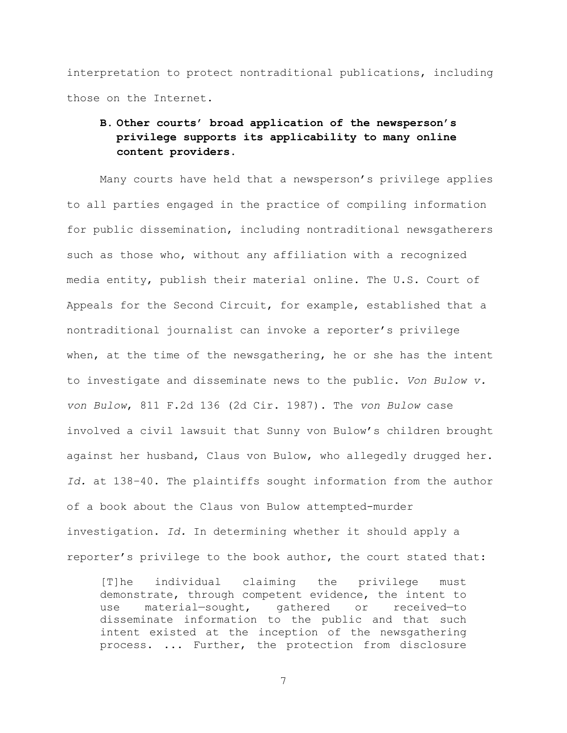interpretation to protect nontraditional publications, including those on the Internet.

**B. Other courts' broad application of the newsperson's privilege supports its applicability to many online content providers.**

Many courts have held that a newsperson's privilege applies to all parties engaged in the practice of compiling information for public dissemination, including nontraditional newsgatherers such as those who, without any affiliation with a recognized media entity, publish their material online. The U.S. Court of Appeals for the Second Circuit, for example, established that a nontraditional journalist can invoke a reporter's privilege when, at the time of the newsgathering, he or she has the intent to investigate and disseminate news to the public. *Von Bulow v. von Bulow*, 811 F.2d 136 (2d Cir. 1987). The *von Bulow* case involved a civil lawsuit that Sunny von Bulow's children brought against her husband, Claus von Bulow, who allegedly drugged her. *Id.* at 138–40. The plaintiffs sought information from the author of a book about the Claus von Bulow attempted-murder investigation. *Id.* In determining whether it should apply a reporter's privilege to the book author, the court stated that:

> [T]he individual claiming the privilege must demonstrate, through competent evidence, the intent to use material—sought, gathered or received—to disseminate information to the public and that such intent existed at the inception of the newsgathering process. ... Further, the protection from disclosure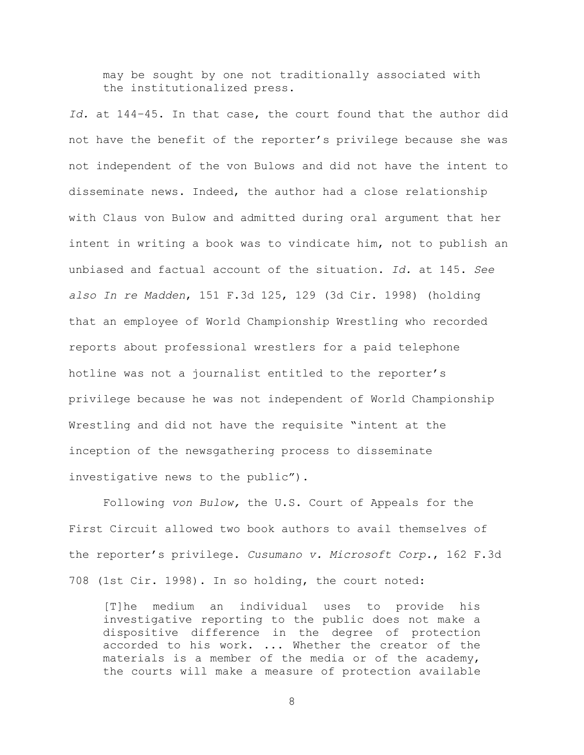> may be sought by one not traditionally associated with the institutionalized press.

*Id.* at 144–45. In that case, the court found that the author did not have the benefit of the reporter's privilege because she was not independent of the von Bulows and did not have the intent to disseminate news. Indeed, the author had a close relationship with Claus von Bulow and admitted during oral argument that her intent in writing a book was to vindicate him, not to publish an unbiased and factual account of the situation. *Id.* at 145. *See also In re Madden*, 151 F.3d 125, 129 (3d Cir. 1998) (holding that an employee of World Championship Wrestling who recorded reports about professional wrestlers for a paid telephone hotline was not a journalist entitled to the reporter's privilege because he was not independent of World Championship Wrestling and did not have the requisite "intent at the inception of the newsgathering process to disseminate investigative news to the public").

Following *von Bulow,* the U.S. Court of Appeals for the First Circuit allowed two book authors to avail themselves of the reporter's privilege. *Cusumano v. Microsoft Corp.*, 162 F.3d 708 (1st Cir. 1998). In so holding, the court noted:

> [T]he medium an individual uses to provide his investigative reporting to the public does not make a dispositive difference in the degree of protection accorded to his work. ... Whether the creator of the materials is a member of the media or of the academy, the courts will make a measure of protection available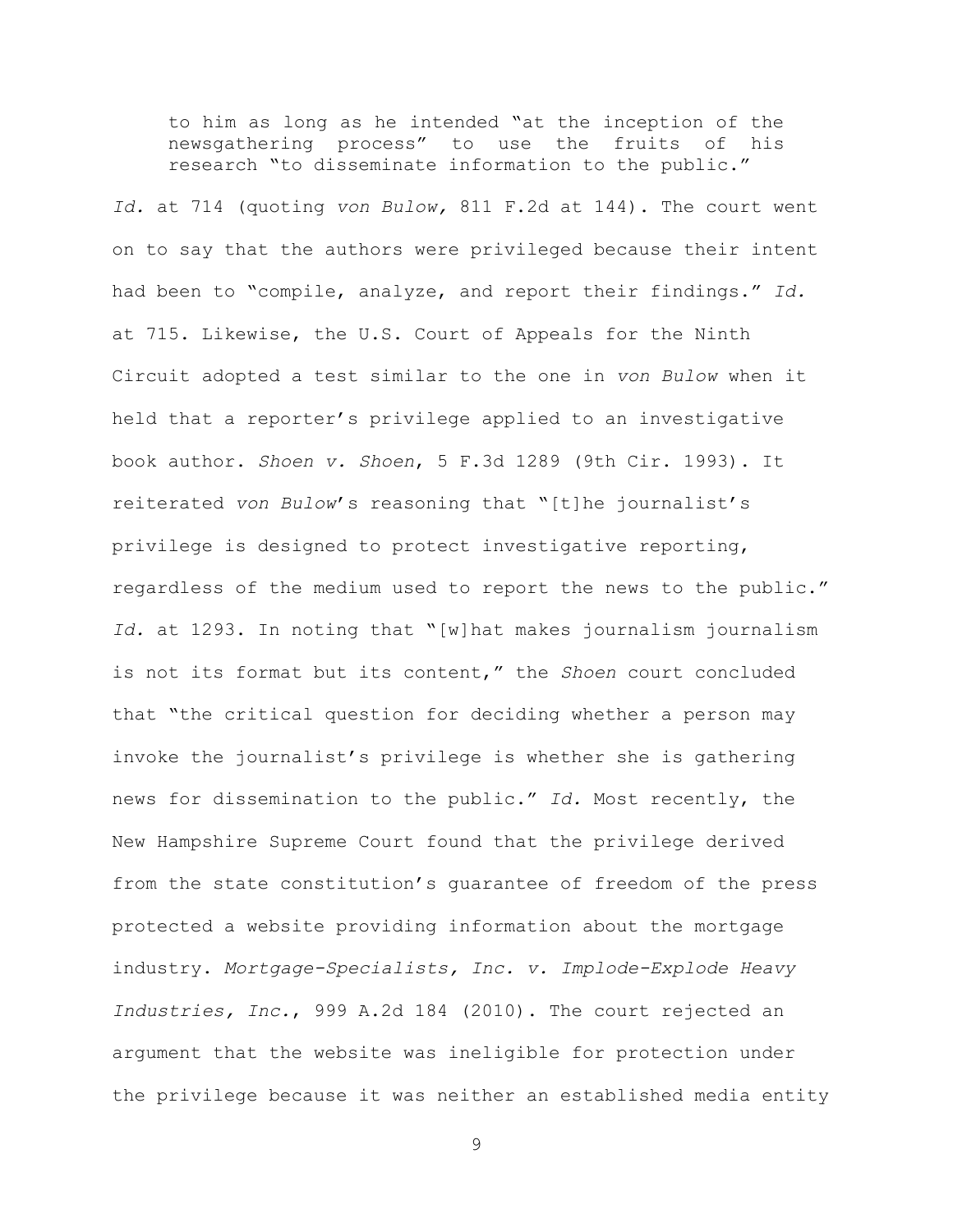> to him as long as he intended "at the inception of the newsgathering process" to use the fruits of his research "to disseminate information to the public."

*Id.* at 714 (quoting *von Bulow,* 811 F.2d at 144). The court went on to say that the authors were privileged because their intent had been to "compile, analyze, and report their findings." *Id.* at 715. Likewise, the U.S. Court of Appeals for the Ninth Circuit adopted a test similar to the one in *von Bulow* when it held that a reporter's privilege applied to an investigative book author. *Shoen v. Shoen*, 5 F.3d 1289 (9th Cir. 1993). It reiterated *von Bulow*'s reasoning that "[t]he journalist's privilege is designed to protect investigative reporting, regardless of the medium used to report the news to the public." *Id.* at 1293. In noting that "[w]hat makes journalism journalism is not its format but its content," the *Shoen* court concluded that "the critical question for deciding whether a person may invoke the journalist's privilege is whether she is gathering news for dissemination to the public." *Id.* Most recently, the New Hampshire Supreme Court found that the privilege derived from the state constitution's guarantee of freedom of the press protected a website providing information about the mortgage industry. *Mortgage-Specialists, Inc. v. Implode-Explode Heavy Industries, Inc.*, 999 A.2d 184 (2010). The court rejected an argument that the website was ineligible for protection under the privilege because it was neither an established media entity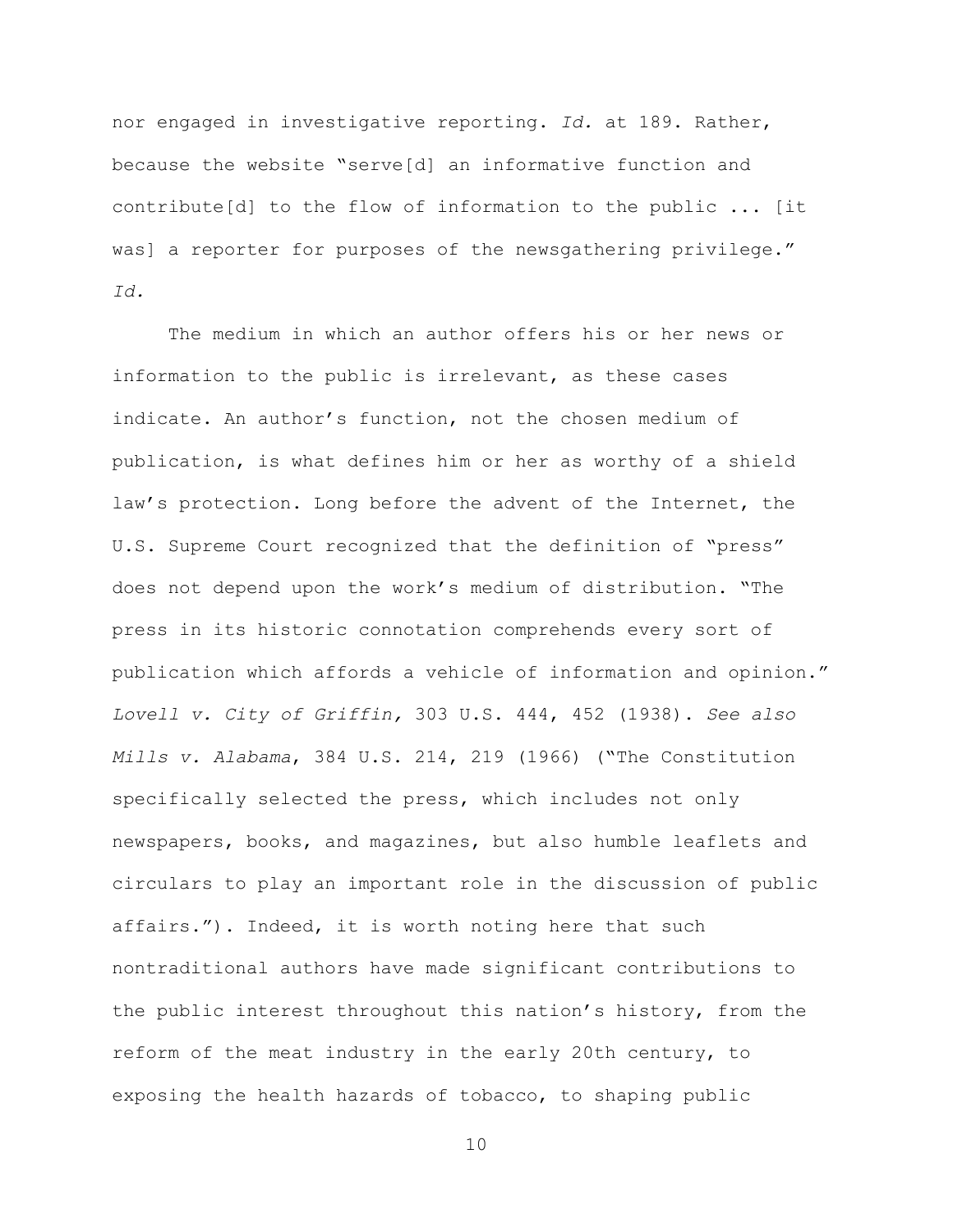nor engaged in investigative reporting. *Id.* at 189. Rather, because the website "serve[d] an informative function and contribute[d] to the flow of information to the public ... [it was] a reporter for purposes of the newsgathering privilege." *Id.*

The medium in which an author offers his or her news or information to the public is irrelevant, as these cases indicate. An author's function, not the chosen medium of publication, is what defines him or her as worthy of a shield law's protection. Long before the advent of the Internet, the U.S. Supreme Court recognized that the definition of "press" does not depend upon the work's medium of distribution. "The press in its historic connotation comprehends every sort of publication which affords a vehicle of information and opinion." *Lovell v. City of Griffin,* 303 U.S. 444, 452 (1938). *See also Mills v. Alabama*, 384 U.S. 214, 219 (1966) ("The Constitution specifically selected the press, which includes not only newspapers, books, and magazines, but also humble leaflets and circulars to play an important role in the discussion of public affairs."). Indeed, it is worth noting here that such nontraditional authors have made significant contributions to the public interest throughout this nation's history, from the reform of the meat industry in the early 20th century, to exposing the health hazards of tobacco, to shaping public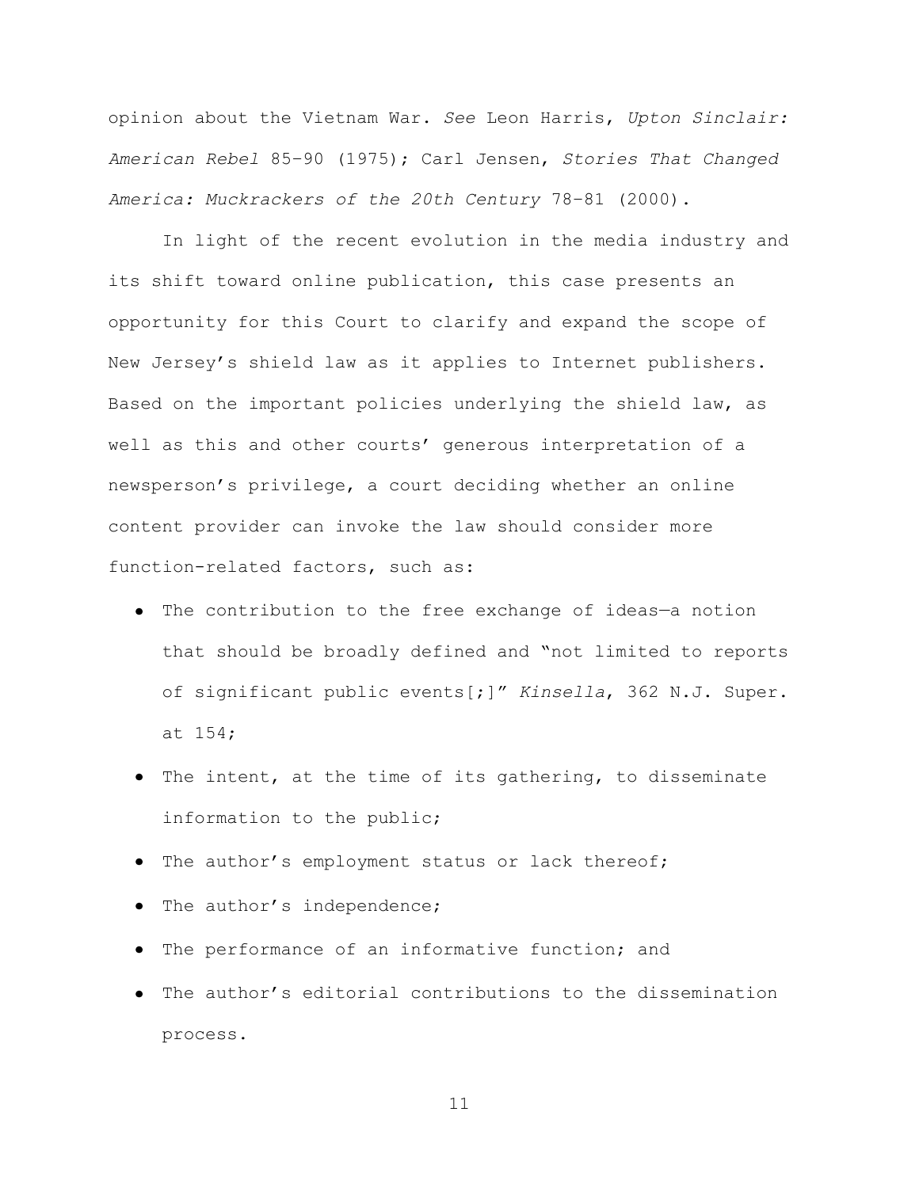opinion about the Vietnam War. *See* Leon Harris, *Upton Sinclair: American Rebel* 85–90 (1975); Carl Jensen, *Stories That Changed America: Muckrackers of the 20th Century* 78–81 (2000).

In light of the recent evolution in the media industry and its shift toward online publication, this case presents an opportunity for this Court to clarify and expand the scope of New Jersey's shield law as it applies to Internet publishers. Based on the important policies underlying the shield law, as well as this and other courts' generous interpretation of a newsperson's privilege, a court deciding whether an online content provider can invoke the law should consider more function-related factors, such as:

- The contribution to the free exchange of ideas—a notion that should be broadly defined and "not limited to reports of significant public events[;]" *Kinsella*, 362 N.J. Super. at 154;
- The intent, at the time of its gathering, to disseminate information to the public;
- The author's employment status or lack thereof;
- The author's independence;
- The performance of an informative function; and
- The author's editorial contributions to the dissemination process.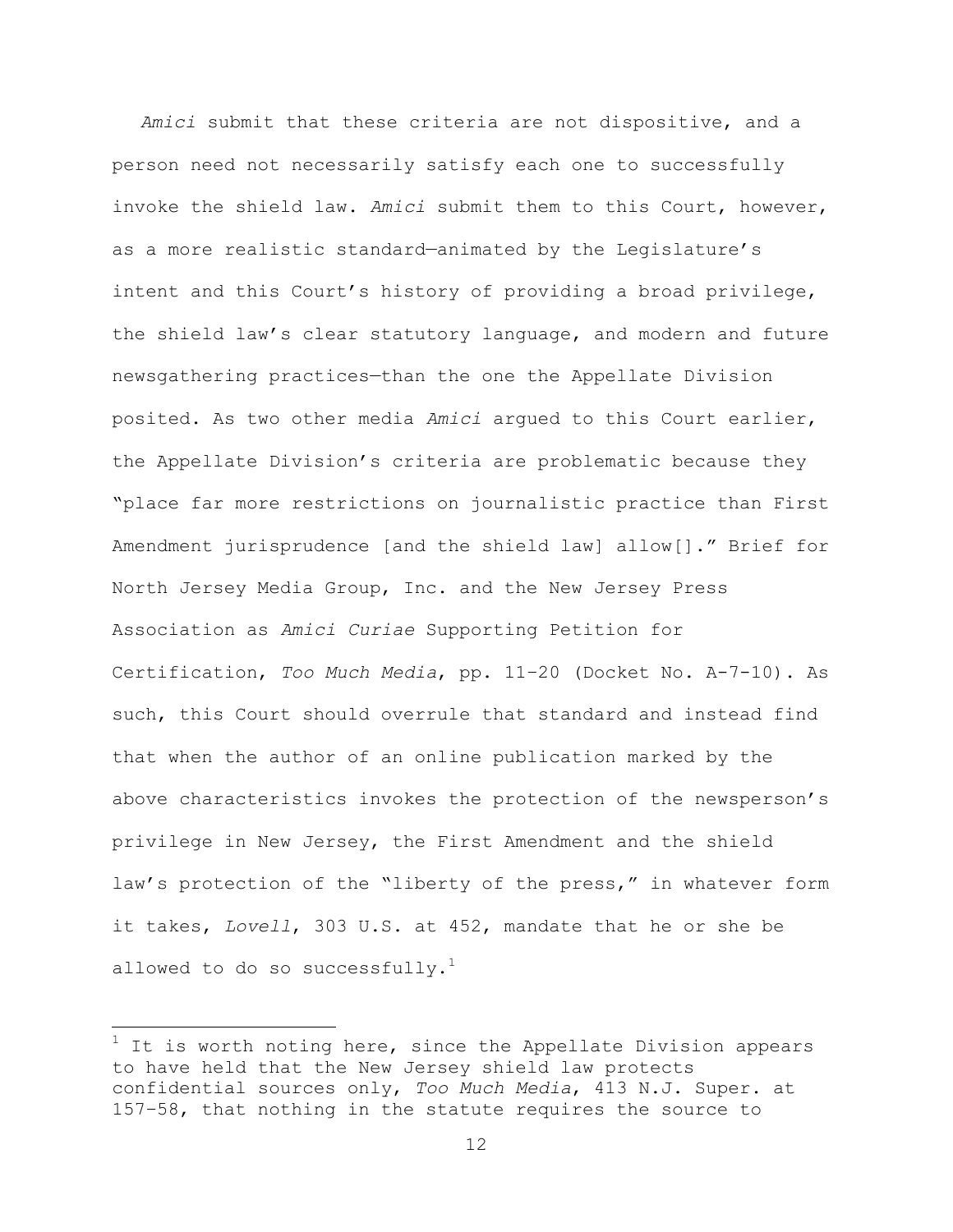*Amici* submit that these criteria are not dispositive, and a person need not necessarily satisfy each one to successfully invoke the shield law. *Amici* submit them to this Court, however, as a more realistic standard—animated by the Legislature's intent and this Court's history of providing a broad privilege, the shield law's clear statutory language, and modern and future newsgathering practices—than the one the Appellate Division posited. As two other media *Amici* argued to this Court earlier, the Appellate Division's criteria are problematic because they "place far more restrictions on journalistic practice than First Amendment jurisprudence [and the shield law] allow[]." Brief for North Jersey Media Group, Inc. and the New Jersey Press Association as *Amici Curiae* Supporting Petition for Certification, *Too Much Media*, pp. 11–20 (Docket No. A-7-10). As such, this Court should overrule that standard and instead find that when the author of an online publication marked by the above characteristics invokes the protection of the newsperson's privilege in New Jersey, the First Amendment and the shield law's protection of the "liberty of the press," in whatever form it takes, *Lovell*, 303 U.S. at 452, mandate that he or she be allowed to do so successfully.[1]

---

[1] It is worth noting here, since the Appellate Division appears to have held that the New Jersey shield law protects confidential sources only, *Too Much Media*, 413 N.J. Super. at 157–58, that nothing in the statute requires the source to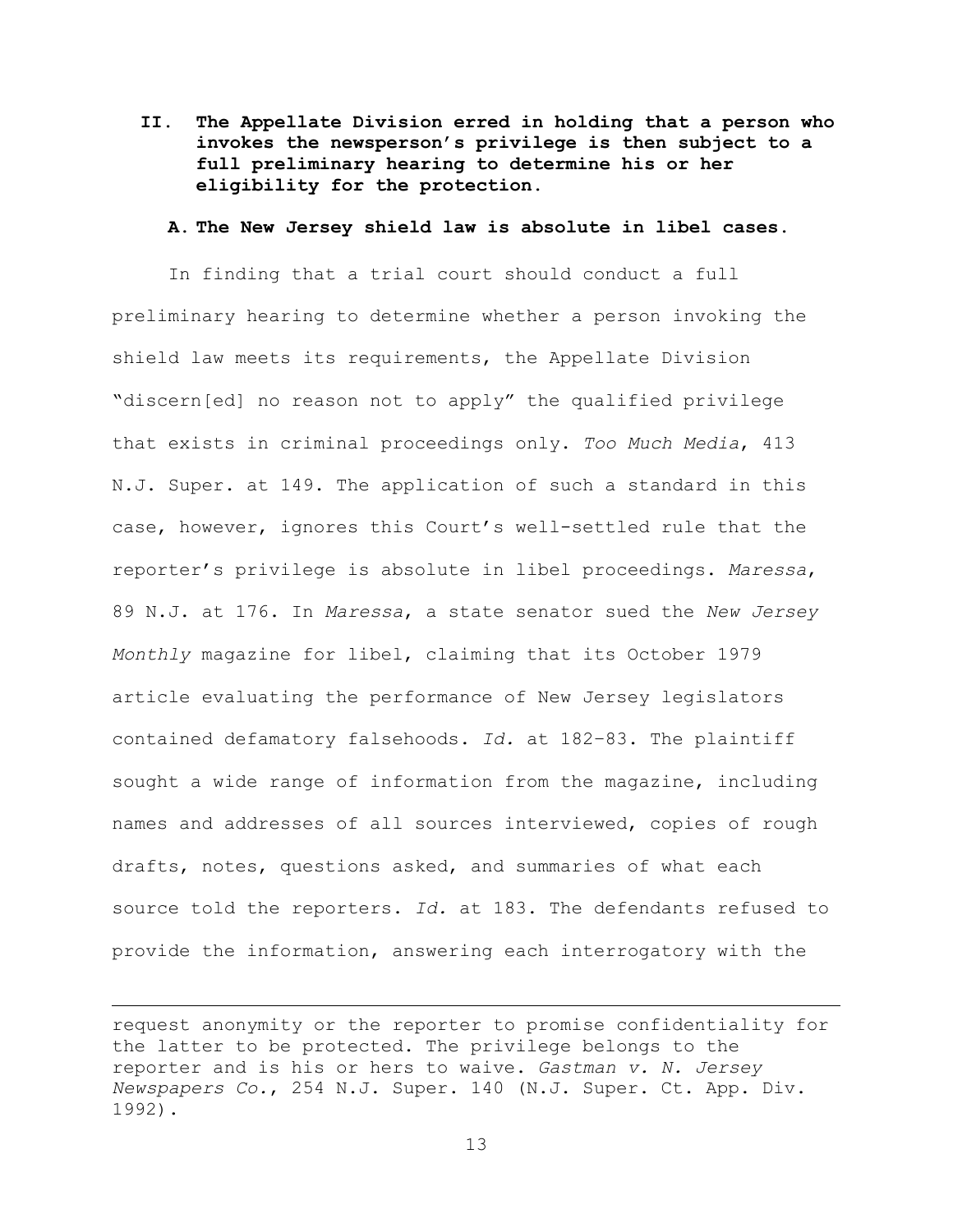**II. The Appellate Division erred in holding that a person who invokes the newsperson's privilege is then subject to a full preliminary hearing to determine his or her eligibility for the protection.**

**A. The New Jersey shield law is absolute in libel cases.**

In finding that a trial court should conduct a full preliminary hearing to determine whether a person invoking the shield law meets its requirements, the Appellate Division "discern[ed] no reason not to apply" the qualified privilege that exists in criminal proceedings only. *Too Much Media*, 413 N.J. Super. at 149. The application of such a standard in this case, however, ignores this Court's well-settled rule that the reporter's privilege is absolute in libel proceedings. *Maressa*, 89 N.J. at 176. In *Maressa*, a state senator sued the *New Jersey Monthly* magazine for libel, claiming that its October 1979 article evaluating the performance of New Jersey legislators contained defamatory falsehoods. *Id.* at 182–83. The plaintiff sought a wide range of information from the magazine, including names and addresses of all sources interviewed, copies of rough drafts, notes, questions asked, and summaries of what each source told the reporters. *Id.* at 183. The defendants refused to provide the information, answering each interrogatory with the

---

request anonymity or the reporter to promise confidentiality for the latter to be protected. The privilege belongs to the reporter and is his or hers to waive. *Gastman v. N. Jersey Newspapers Co.*, 254 N.J. Super. 140 (N.J. Super. Ct. App. Div. 1992).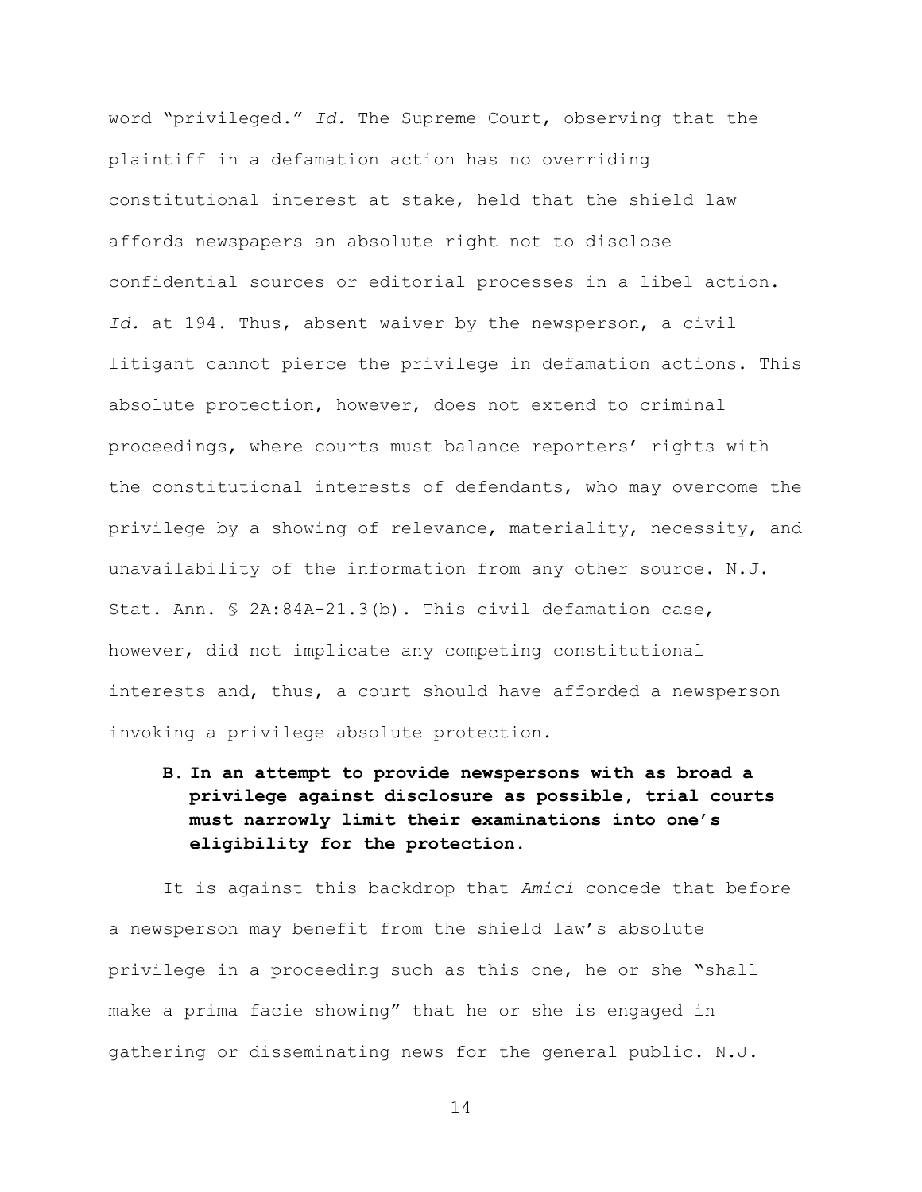word "privileged." *Id.* The Supreme Court, observing that the plaintiff in a defamation action has no overriding constitutional interest at stake, held that the shield law affords newspapers an absolute right not to disclose confidential sources or editorial processes in a libel action. *Id.* at 194. Thus, absent waiver by the newsperson, a civil litigant cannot pierce the privilege in defamation actions. This absolute protection, however, does not extend to criminal proceedings, where courts must balance reporters' rights with the constitutional interests of defendants, who may overcome the privilege by a showing of relevance, materiality, necessity, and unavailability of the information from any other source. N.J. Stat. Ann. § 2A:84A-21.3(b). This civil defamation case, however, did not implicate any competing constitutional interests and, thus, a court should have afforded a newsperson invoking a privilege absolute protection.

**B. In an attempt to provide newspersons with as broad a privilege against disclosure as possible, trial courts must narrowly limit their examinations into one's eligibility for the protection.**

It is against this backdrop that *Amici* concede that before a newsperson may benefit from the shield law's absolute privilege in a proceeding such as this one, he or she "shall make a prima facie showing" that he or she is engaged in gathering or disseminating news for the general public. N.J.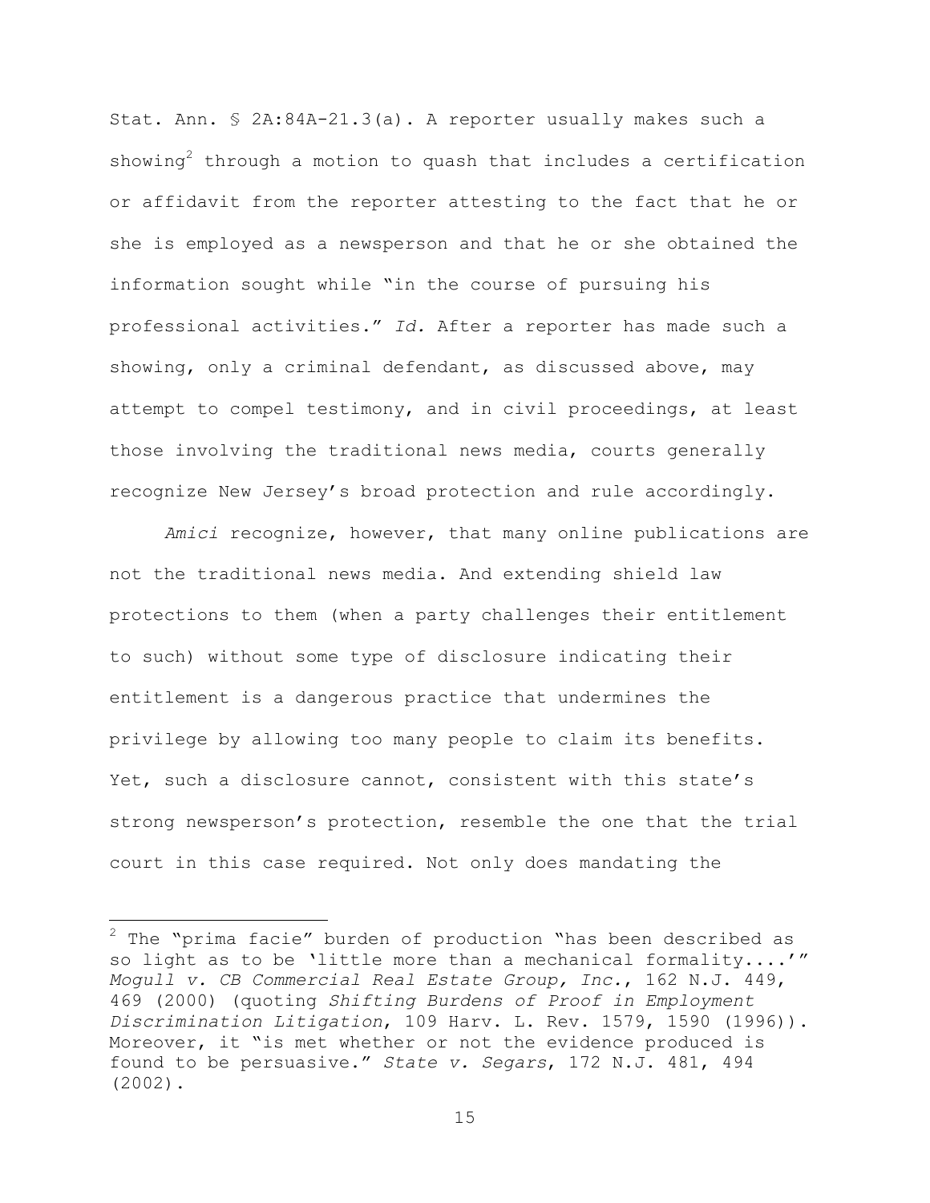Stat. Ann. § 2A:84A-21.3(a). A reporter usually makes such a showing[2] through a motion to quash that includes a certification or affidavit from the reporter attesting to the fact that he or she is employed as a newsperson and that he or she obtained the information sought while "in the course of pursuing his professional activities." *Id.* After a reporter has made such a showing, only a criminal defendant, as discussed above, may attempt to compel testimony, and in civil proceedings, at least those involving the traditional news media, courts generally recognize New Jersey's broad protection and rule accordingly.

*Amici* recognize, however, that many online publications are not the traditional news media. And extending shield law protections to them (when a party challenges their entitlement to such) without some type of disclosure indicating their entitlement is a dangerous practice that undermines the privilege by allowing too many people to claim its benefits. Yet, such a disclosure cannot, consistent with this state's strong newsperson's protection, resemble the one that the trial court in this case required. Not only does mandating the

---

[2] The "prima facie" burden of production "has been described as so light as to be 'little more than a mechanical formality....'" *Mogull v. CB Commercial Real Estate Group, Inc.*, 162 N.J. 449, 469 (2000) (quoting *Shifting Burdens of Proof in Employment Discrimination Litigation*, 109 Harv. L. Rev. 1579, 1590 (1996)). Moreover, it "is met whether or not the evidence produced is found to be persuasive." *State v. Segars*, 172 N.J. 481, 494 (2002).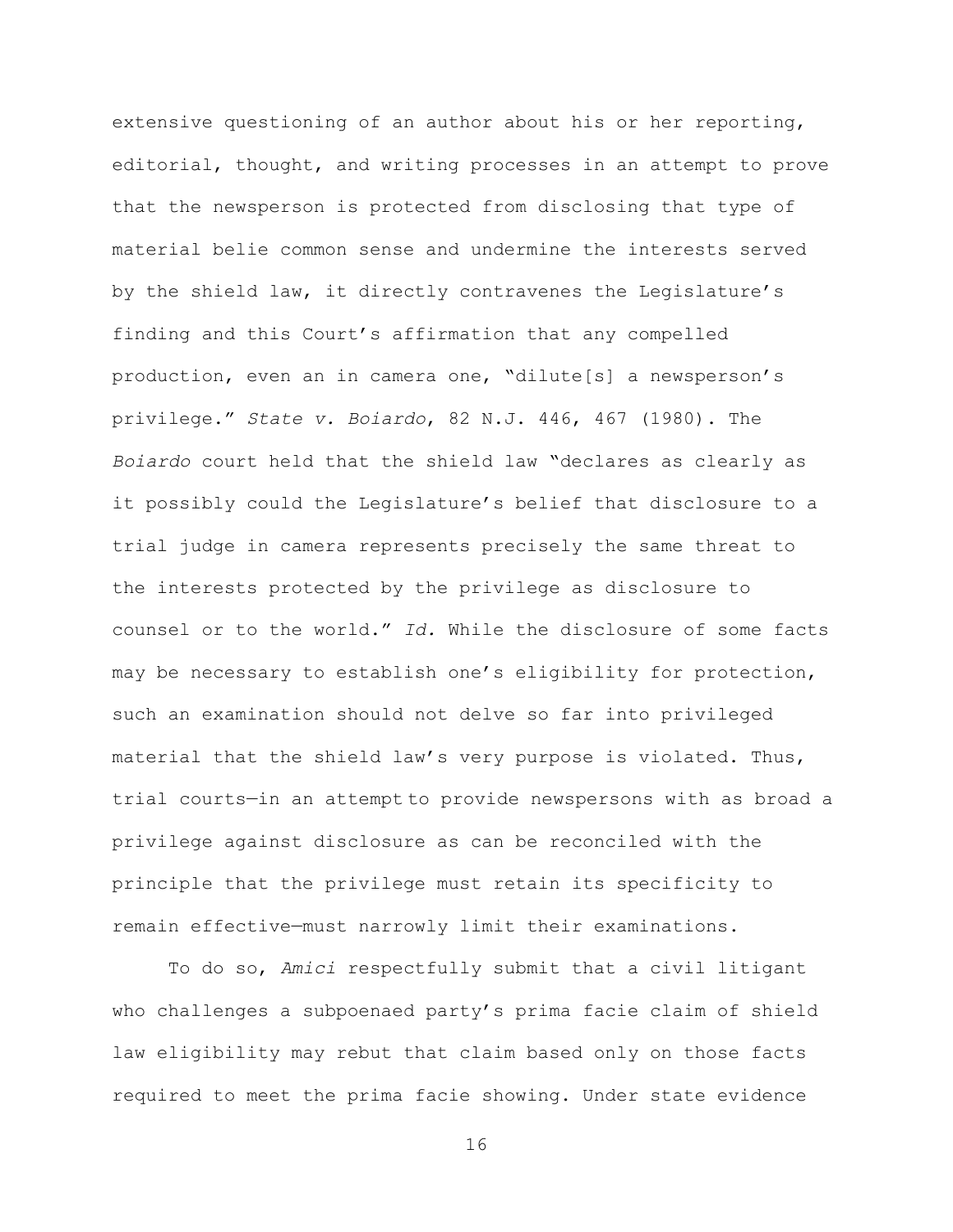extensive questioning of an author about his or her reporting, editorial, thought, and writing processes in an attempt to prove that the newsperson is protected from disclosing that type of material belie common sense and undermine the interests served by the shield law, it directly contravenes the Legislature's finding and this Court's affirmation that any compelled production, even an in camera one, "dilute[s] a newsperson's privilege." *State v. Boiardo*, 82 N.J. 446, 467 (1980). The *Boiardo* court held that the shield law "declares as clearly as it possibly could the Legislature's belief that disclosure to a trial judge in camera represents precisely the same threat to the interests protected by the privilege as disclosure to counsel or to the world." *Id.* While the disclosure of some facts may be necessary to establish one's eligibility for protection, such an examination should not delve so far into privileged material that the shield law's very purpose is violated. Thus, trial courts—in an attempt to provide newspersons with as broad a privilege against disclosure as can be reconciled with the principle that the privilege must retain its specificity to remain effective—must narrowly limit their examinations.

To do so, *Amici* respectfully submit that a civil litigant who challenges a subpoenaed party's prima facie claim of shield law eligibility may rebut that claim based only on those facts required to meet the prima facie showing. Under state evidence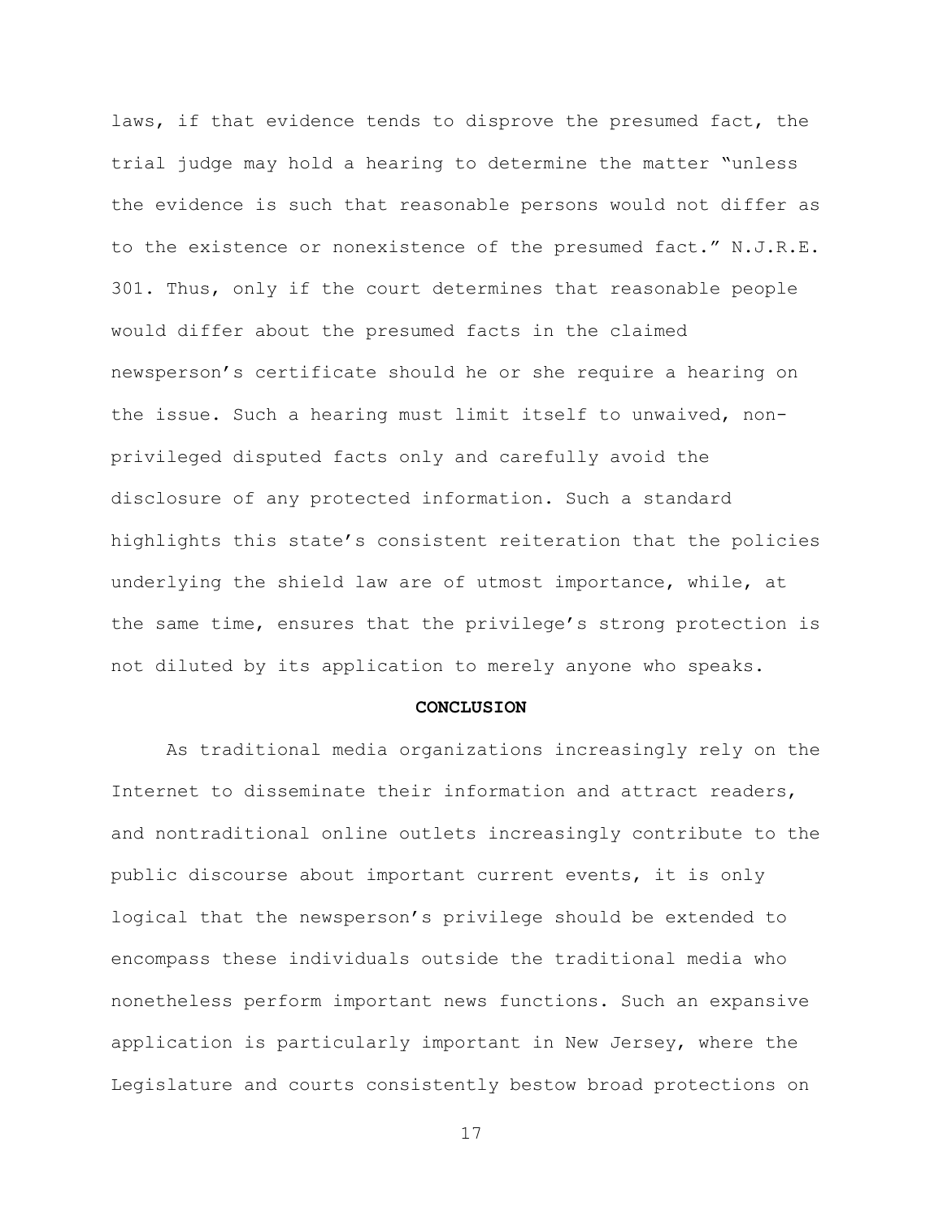laws, if that evidence tends to disprove the presumed fact, the trial judge may hold a hearing to determine the matter "unless the evidence is such that reasonable persons would not differ as to the existence or nonexistence of the presumed fact." N.J.R.E. 301. Thus, only if the court determines that reasonable people would differ about the presumed facts in the claimed newsperson's certificate should he or she require a hearing on the issue. Such a hearing must limit itself to unwaived, non-privileged disputed facts only and carefully avoid the disclosure of any protected information. Such a standard highlights this state's consistent reiteration that the policies underlying the shield law are of utmost importance, while, at the same time, ensures that the privilege's strong protection is not diluted by its application to merely anyone who speaks.

## CONCLUSION

As traditional media organizations increasingly rely on the Internet to disseminate their information and attract readers, and nontraditional online outlets increasingly contribute to the public discourse about important current events, it is only logical that the newsperson's privilege should be extended to encompass these individuals outside the traditional media who nonetheless perform important news functions. Such an expansive application is particularly important in New Jersey, where the Legislature and courts consistently bestow broad protections on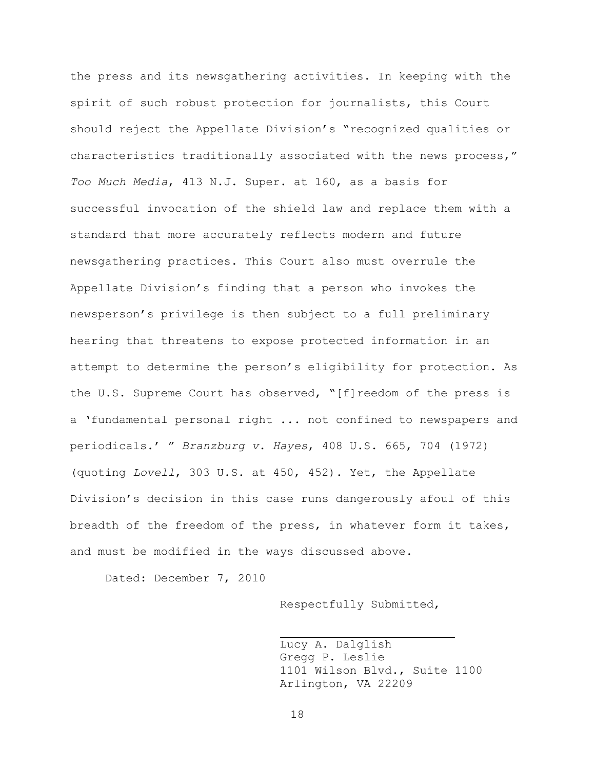the press and its newsgathering activities. In keeping with the spirit of such robust protection for journalists, this Court should reject the Appellate Division's "recognized qualities or characteristics traditionally associated with the news process," *Too Much Media*, 413 N.J. Super. at 160, as a basis for successful invocation of the shield law and replace them with a standard that more accurately reflects modern and future newsgathering practices. This Court also must overrule the Appellate Division's finding that a person who invokes the newsperson's privilege is then subject to a full preliminary hearing that threatens to expose protected information in an attempt to determine the person's eligibility for protection. As the U.S. Supreme Court has observed, "[f]reedom of the press is a 'fundamental personal right ... not confined to newspapers and periodicals.' " *Branzburg v. Hayes*, 408 U.S. 665, 704 (1972) (quoting *Lovell*, 303 U.S. at 450, 452). Yet, the Appellate Division's decision in this case runs dangerously afoul of this breadth of the freedom of the press, in whatever form it takes, and must be modified in the ways discussed above.

Dated: December 7, 2010

Respectfully Submitted,

\_\_\_\_\_\_\_\_\_\_\_\_\_\_\_\_\_\_\_\_\_\_\_\_\_\_

Lucy A. Dalglish
Gregg P. Leslie
1101 Wilson Blvd., Suite 1100
Arlington, VA 22209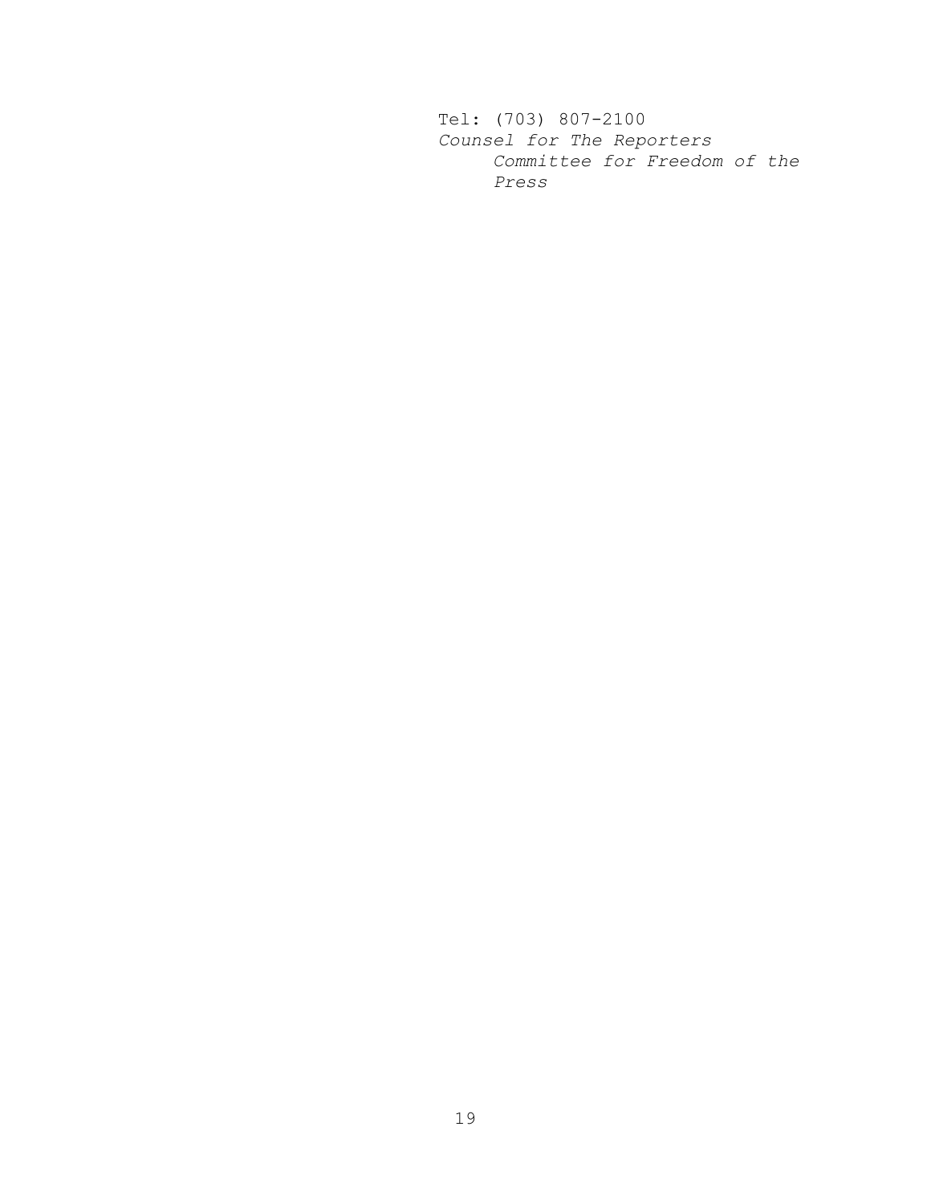Tel: (703) 807-2100

*Counsel for The Reporters Committee for Freedom of the Press*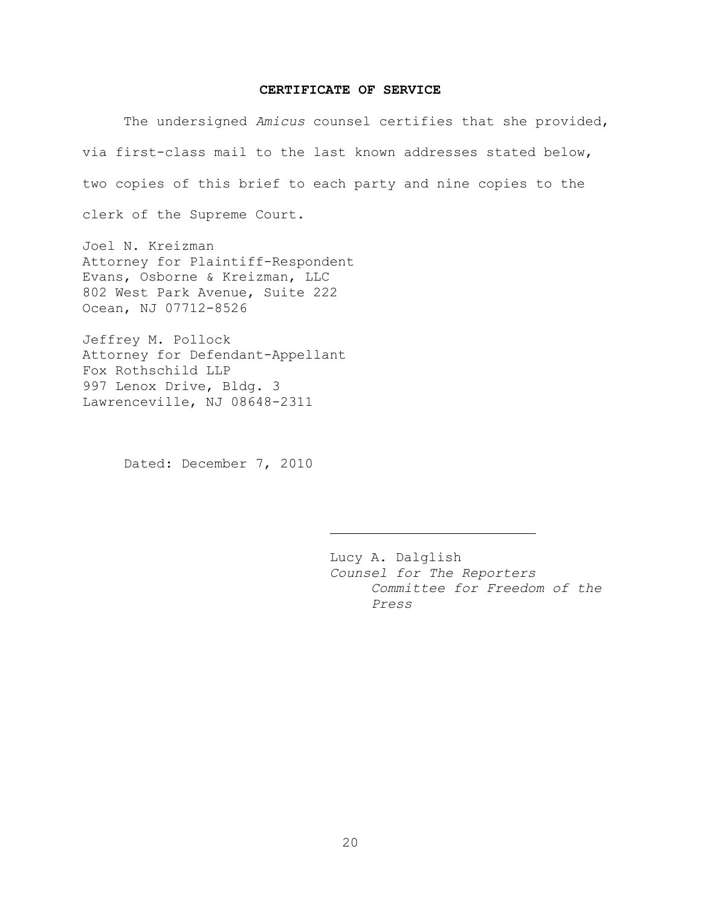**CERTIFICATE OF SERVICE**

The undersigned *Amicus* counsel certifies that she provided, via first-class mail to the last known addresses stated below, two copies of this brief to each party and nine copies to the clerk of the Supreme Court.

Joel N. Kreizman
Attorney for Plaintiff-Respondent
Evans, Osborne & Kreizman, LLC
802 West Park Avenue, Suite 222
Ocean, NJ 07712-8526

Jeffrey M. Pollock
Attorney for Defendant-Appellant
Fox Rothschild LLP
997 Lenox Drive, Bldg. 3
Lawrenceville, NJ 08648-2311

Dated: December 7, 2010

Lucy A. Dalglish
*Counsel for The Reporters Committee for Freedom of the Press*